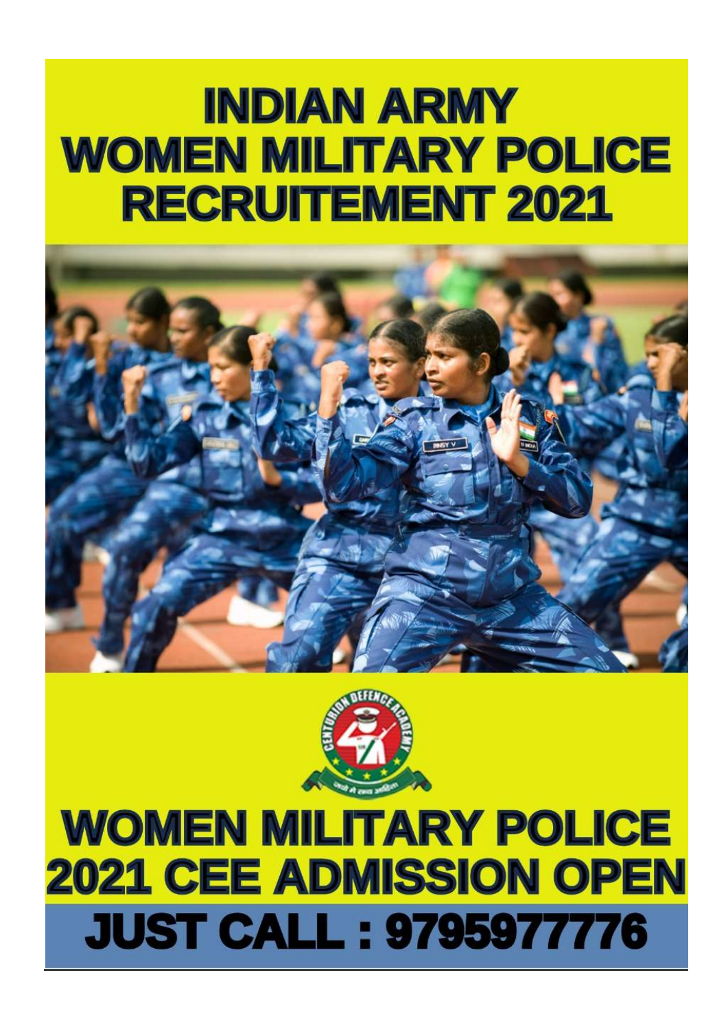# INDIAN ARMY WOMEN MILITARY POLICE RECRUITEMENT 2021

# WOMEN MILITARY POLICE 2021 CEE ADMISSION OPEN

# JUST CALL : 9795977776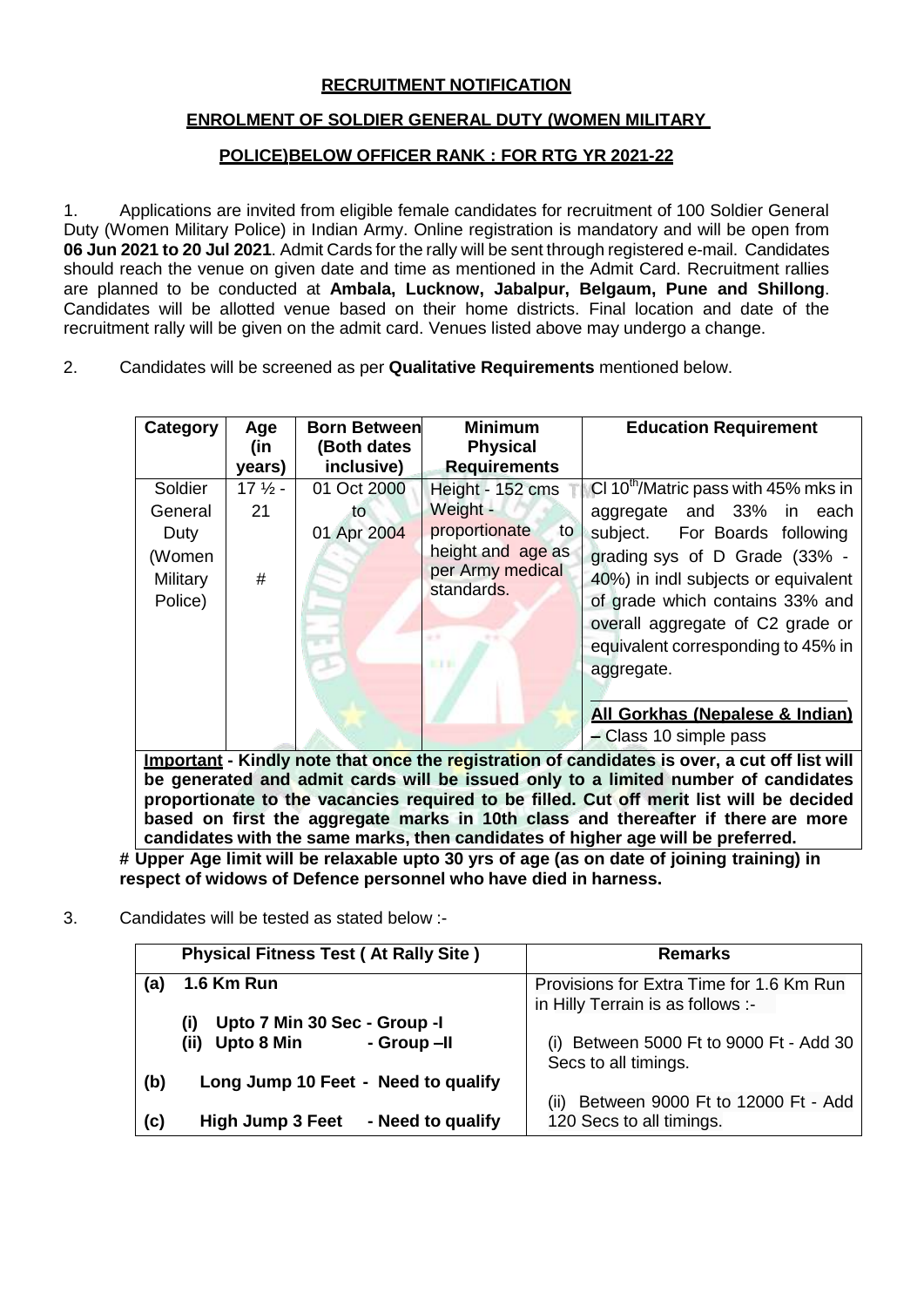**RECRUITMENT NOTIFICATION**

**ENROLMENT OF SOLDIER GENERAL DUTY (WOMEN MILITARY POLICE)BELOW OFFICER RANK : FOR RTG YR 2021-22**

1. Applications are invited from eligible female candidates for recruitment of 100 Soldier General Duty (Women Military Police) in Indian Army. Online registration is mandatory and will be open from **06 Jun 2021 to 20 Jul 2021**. Admit Cards for the rally will be sent through registered e-mail. Candidates should reach the venue on given date and time as mentioned in the Admit Card. Recruitment rallies are planned to be conducted at **Ambala, Lucknow, Jabalpur, Belgaum, Pune and Shillong**. Candidates will be allotted venue based on their home districts. Final location and date of the recruitment rally will be given on the admit card. Venues listed above may undergo a change.

2. Candidates will be screened as per **Qualitative Requirements** mentioned below.

| Category | Age (in years) | Born Between (Both dates inclusive) | Minimum Physical Requirements | Education Requirement |
|---|---|---|---|---|
| Soldier General Duty (Women Military Police) | 17 ½ - 21 # | 01 Oct 2000 to 01 Apr 2004 | Height - 152 cms Weight - proportionate to height and age as per Army medical standards. | Cl 10th/Matric pass with 45% mks in aggregate and 33% in each subject. For Boards following grading sys of D Grade (33% - 40%) in indl subjects or equivalent of grade which contains 33% and overall aggregate of C2 grade or equivalent corresponding to 45% in aggregate. **All Gorkhas (Nepalese & Indian)** – Class 10 simple pass |

**Important - Kindly note that once the registration of candidates is over, a cut off list will be generated and admit cards will be issued only to a limited number of candidates proportionate to the vacancies required to be filled. Cut off merit list will be decided based on first the aggregate marks in 10th class and thereafter if there are more candidates with the same marks, then candidates of higher age will be preferred.**

**# Upper Age limit will be relaxable upto 30 yrs of age (as on date of joining training) in respect of widows of Defence personnel who have died in harness.**

3. Candidates will be tested as stated below :-

| Physical Fitness Test ( At Rally Site ) | Remarks |
|---|---|
| **(a) 1.6 Km Run**<br>(i) Upto 7 Min 30 Sec - Group -I<br>(ii) Upto 8 Min - Group –II | Provisions for Extra Time for 1.6 Km Run in Hilly Terrain is as follows :-<br>(i) Between 5000 Ft to 9000 Ft - Add 30 Secs to all timings. |
| **(b) Long Jump 10 Feet - Need to qualify** | (ii) Between 9000 Ft to 12000 Ft - Add 120 Secs to all timings. |
| **(c) High Jump 3 Feet - Need to qualify** | |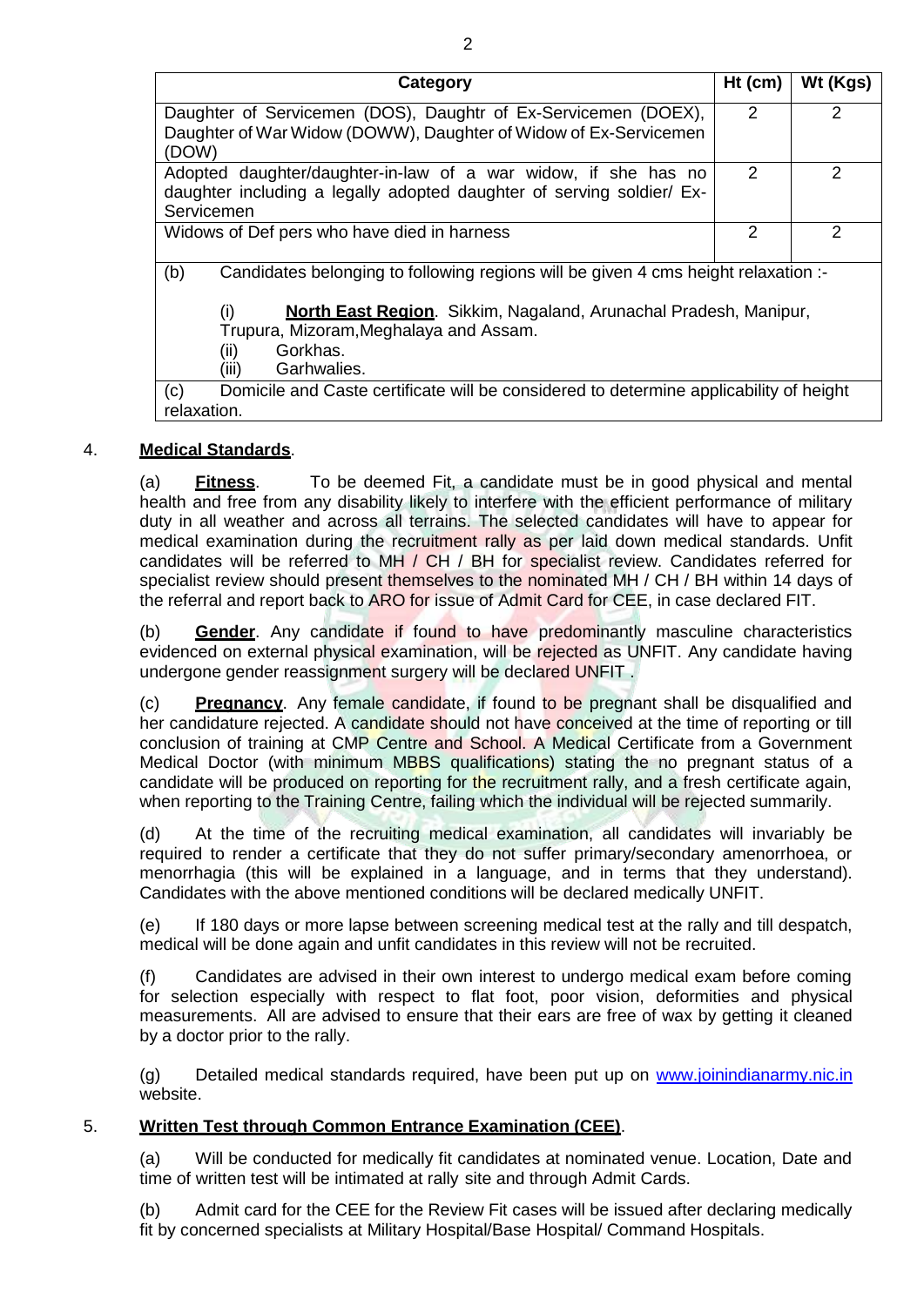| Category | Ht (cm) | Wt (Kgs) |
|---|---|---|
| Daughter of Servicemen (DOS), Daughtr of Ex-Servicemen (DOEX), Daughter of War Widow (DOWW), Daughter of Widow of Ex-Servicemen (DOW) | 2 | 2 |
| Adopted daughter/daughter-in-law of a war widow, if she has no daughter including a legally adopted daughter of serving soldier/ Ex-Servicemen | 2 | 2 |
| Widows of Def pers who have died in harness | 2 | 2 |
| (b) Candidates belonging to following regions will be given 4 cms height relaxation :- (i) **North East Region**. Sikkim, Nagaland, Arunachal Pradesh, Manipur, Trupura, Mizoram,Meghalaya and Assam. (ii) Gorkhas. (iii) Garhwalies. | | |
| (c) Domicile and Caste certificate will be considered to determine applicability of height relaxation. | | |

4. **Medical Standards**.

(a) **Fitness**. To be deemed Fit, a candidate must be in good physical and mental health and free from any disability likely to interfere with the efficient performance of military duty in all weather and across all terrains. The selected candidates will have to appear for medical examination during the recruitment rally as per laid down medical standards. Unfit candidates will be referred to MH / CH / BH for specialist review. Candidates referred for specialist review should present themselves to the nominated MH / CH / BH within 14 days of the referral and report back to ARO for issue of Admit Card for CEE, in case declared FIT.

(b) **Gender**. Any candidate if found to have predominantly masculine characteristics evidenced on external physical examination, will be rejected as UNFIT. Any candidate having undergone gender reassignment surgery will be declared UNFIT .

(c) **Pregnancy**. Any female candidate, if found to be pregnant shall be disqualified and her candidature rejected. A candidate should not have conceived at the time of reporting or till conclusion of training at CMP Centre and School. A Medical Certificate from a Government Medical Doctor (with minimum MBBS qualifications) stating the no pregnant status of a candidate will be produced on reporting for the recruitment rally, and a fresh certificate again, when reporting to the Training Centre, failing which the individual will be rejected summarily.

(d) At the time of the recruiting medical examination, all candidates will invariably be required to render a certificate that they do not suffer primary/secondary amenorrhoea, or menorrhagia (this will be explained in a language, and in terms that they understand). Candidates with the above mentioned conditions will be declared medically UNFIT.

(e) If 180 days or more lapse between screening medical test at the rally and till despatch, medical will be done again and unfit candidates in this review will not be recruited.

(f) Candidates are advised in their own interest to undergo medical exam before coming for selection especially with respect to flat foot, poor vision, deformities and physical measurements. All are advised to ensure that their ears are free of wax by getting it cleaned by a doctor prior to the rally.

(g) Detailed medical standards required, have been put up on www.joinindianarmy.nic.in website.

5. **Written Test through Common Entrance Examination (CEE)**.

(a) Will be conducted for medically fit candidates at nominated venue. Location, Date and time of written test will be intimated at rally site and through Admit Cards.

(b) Admit card for the CEE for the Review Fit cases will be issued after declaring medically fit by concerned specialists at Military Hospital/Base Hospital/ Command Hospitals.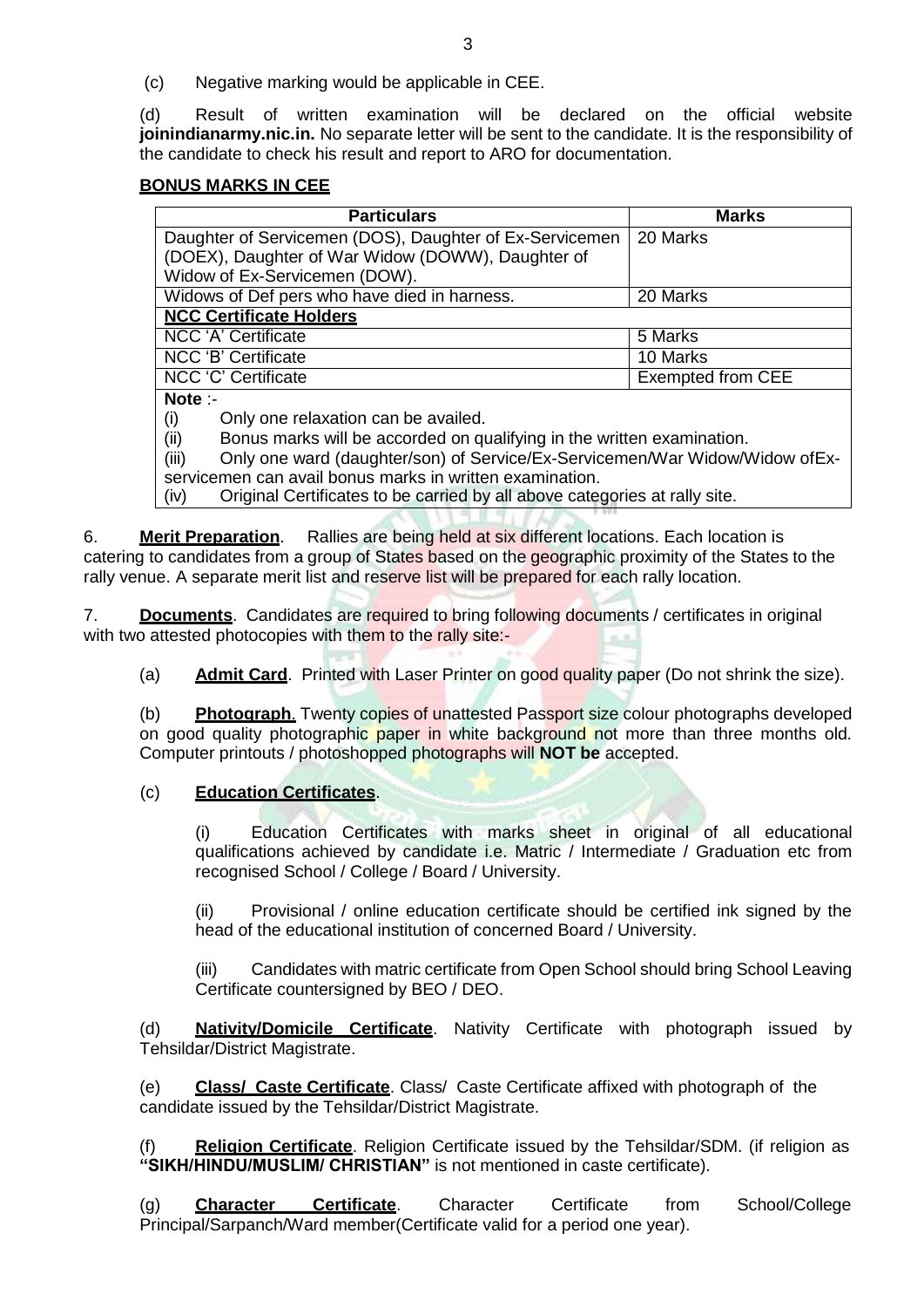(c) Negative marking would be applicable in CEE.

(d) Result of written examination will be declared on the official website **joinindianarmy.nic.in.** No separate letter will be sent to the candidate. It is the responsibility of the candidate to check his result and report to ARO for documentation.

**BONUS MARKS IN CEE**

| **Particulars** | **Marks** |
|---|---|
| Daughter of Servicemen (DOS), Daughter of Ex-Servicemen (DOEX), Daughter of War Widow (DOWW), Daughter of Widow of Ex-Servicemen (DOW). | 20 Marks |
| Widows of Def pers who have died in harness. | 20 Marks |
| **NCC Certificate Holders** | |
| NCC 'A' Certificate | 5 Marks |
| NCC 'B' Certificate | 10 Marks |
| NCC 'C' Certificate | Exempted from CEE |

**Note** :-

(i) Only one relaxation can be availed.

(ii) Bonus marks will be accorded on qualifying in the written examination.

(iii) Only one ward (daughter/son) of Service/Ex-Servicemen/War Widow/Widow ofEx-servicemen can avail bonus marks in written examination.

(iv) Original Certificates to be carried by all above categories at rally site.

6. **Merit Preparation**. Rallies are being held at six different locations. Each location is catering to candidates from a group of States based on the geographic proximity of the States to the rally venue. A separate merit list and reserve list will be prepared for each rally location.

7. **Documents**. Candidates are required to bring following documents / certificates in original with two attested photocopies with them to the rally site:-

(a) **Admit Card**. Printed with Laser Printer on good quality paper (Do not shrink the size).

(b) **Photograph**. Twenty copies of unattested Passport size colour photographs developed on good quality photographic paper in white background not more than three months old. Computer printouts / photoshopped photographs will **NOT be** accepted.

(c) **Education Certificates**.

(i) Education Certificates with marks sheet in original of all educational qualifications achieved by candidate i.e. Matric / Intermediate / Graduation etc from recognised School / College / Board / University.

(ii) Provisional / online education certificate should be certified ink signed by the head of the educational institution of concerned Board / University.

(iii) Candidates with matric certificate from Open School should bring School Leaving Certificate countersigned by BEO / DEO.

(d) **Nativity/Domicile Certificate**. Nativity Certificate with photograph issued by Tehsildar/District Magistrate.

(e) **Class/ Caste Certificate**. Class/ Caste Certificate affixed with photograph of the candidate issued by the Tehsildar/District Magistrate.

(f) **Religion Certificate**. Religion Certificate issued by the Tehsildar/SDM. (if religion as **"SIKH/HINDU/MUSLIM/ CHRISTIAN"** is not mentioned in caste certificate).

(g) **Character Certificate**. Character Certificate from School/College Principal/Sarpanch/Ward member(Certificate valid for a period one year).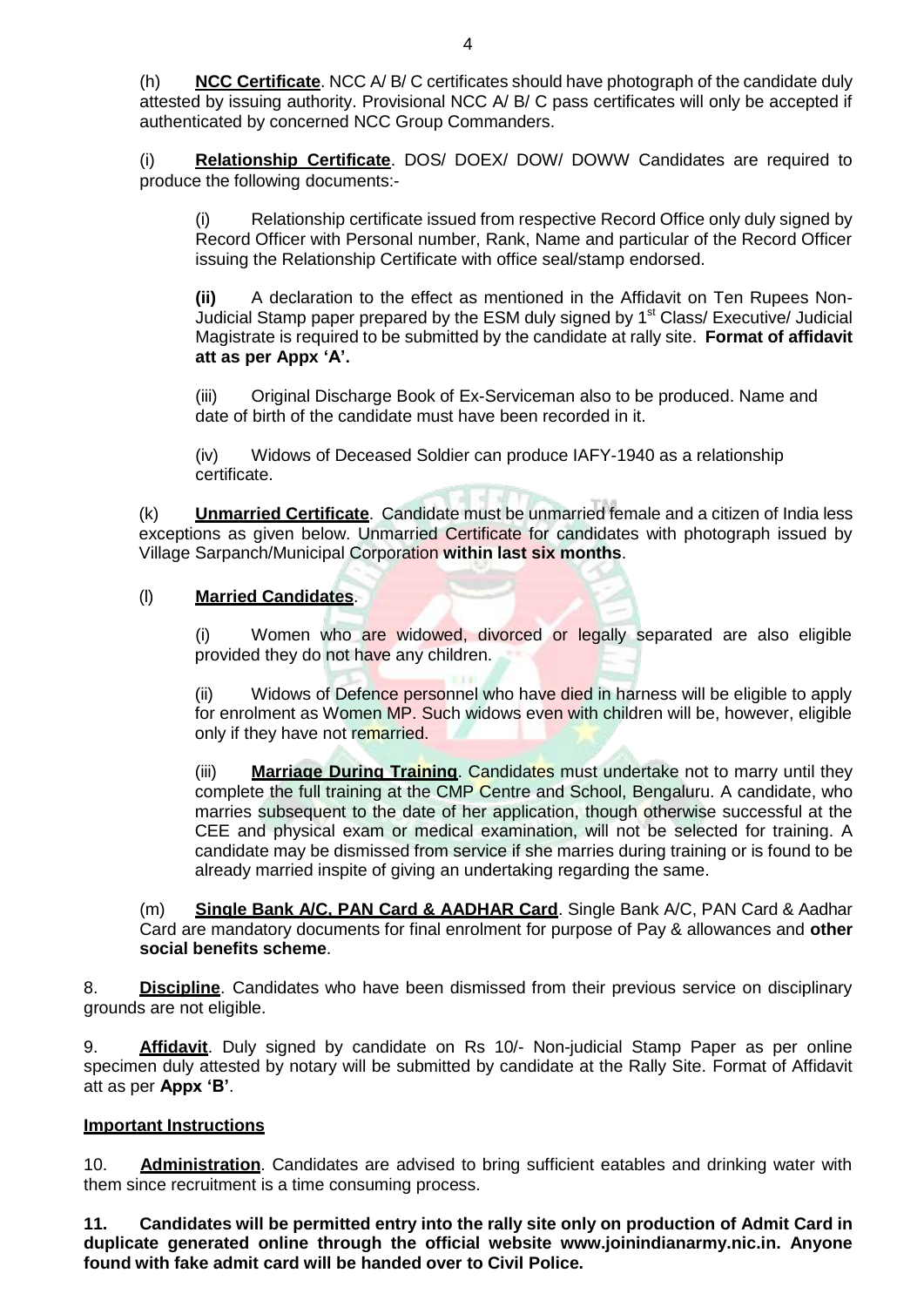(h) **NCC Certificate**. NCC A/ B/ C certificates should have photograph of the candidate duly attested by issuing authority. Provisional NCC A/ B/ C pass certificates will only be accepted if authenticated by concerned NCC Group Commanders.

(i) **Relationship Certificate**. DOS/ DOEX/ DOW/ DOWW Candidates are required to produce the following documents:-

(i) Relationship certificate issued from respective Record Office only duly signed by Record Officer with Personal number, Rank, Name and particular of the Record Officer issuing the Relationship Certificate with office seal/stamp endorsed.

**(ii)** A declaration to the effect as mentioned in the Affidavit on Ten Rupees Non-Judicial Stamp paper prepared by the ESM duly signed by 1st Class/ Executive/ Judicial Magistrate is required to be submitted by the candidate at rally site. **Format of affidavit att as per Appx 'A'.**

(iii) Original Discharge Book of Ex-Serviceman also to be produced. Name and date of birth of the candidate must have been recorded in it.

(iv) Widows of Deceased Soldier can produce IAFY-1940 as a relationship certificate.

(k) **Unmarried Certificate**. Candidate must be unmarried female and a citizen of India less exceptions as given below. Unmarried Certificate for candidates with photograph issued by Village Sarpanch/Municipal Corporation **within last six months**.

(l) **Married Candidates**.

(i) Women who are widowed, divorced or legally separated are also eligible provided they do not have any children.

(ii) Widows of Defence personnel who have died in harness will be eligible to apply for enrolment as Women MP. Such widows even with children will be, however, eligible only if they have not remarried.

(iii) **Marriage During Training**. Candidates must undertake not to marry until they complete the full training at the CMP Centre and School, Bengaluru. A candidate, who marries subsequent to the date of her application, though otherwise successful at the CEE and physical exam or medical examination, will not be selected for training. A candidate may be dismissed from service if she marries during training or is found to be already married inspite of giving an undertaking regarding the same.

(m) **Single Bank A/C, PAN Card & AADHAR Card**. Single Bank A/C, PAN Card & Aadhar Card are mandatory documents for final enrolment for purpose of Pay & allowances and **other social benefits scheme**.

8. **Discipline**. Candidates who have been dismissed from their previous service on disciplinary grounds are not eligible.

9. **Affidavit**. Duly signed by candidate on Rs 10/- Non-judicial Stamp Paper as per online specimen duly attested by notary will be submitted by candidate at the Rally Site. Format of Affidavit att as per **Appx 'B'**.

**Important Instructions**

10. **Administration**. Candidates are advised to bring sufficient eatables and drinking water with them since recruitment is a time consuming process.

**11. Candidates will be permitted entry into the rally site only on production of Admit Card in duplicate generated online through the official website www.joinindianarmy.nic.in. Anyone found with fake admit card will be handed over to Civil Police.**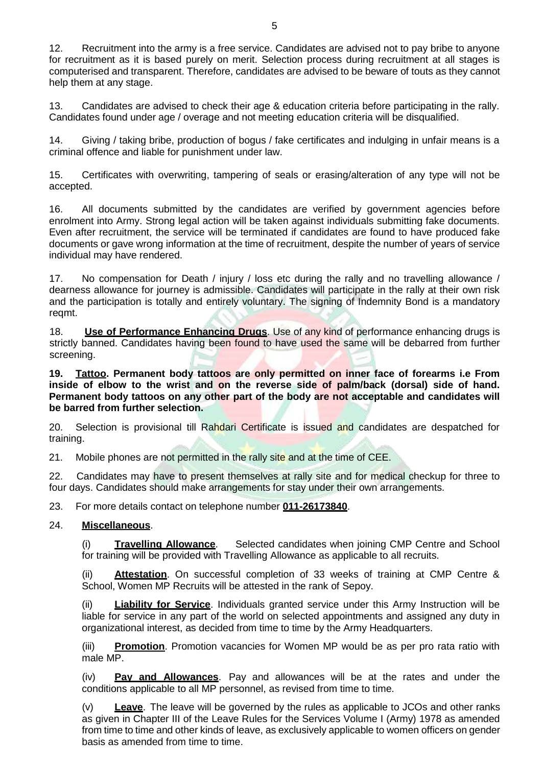12. Recruitment into the army is a free service. Candidates are advised not to pay bribe to anyone for recruitment as it is based purely on merit. Selection process during recruitment at all stages is computerised and transparent. Therefore, candidates are advised to be beware of touts as they cannot help them at any stage.

13. Candidates are advised to check their age & education criteria before participating in the rally. Candidates found under age / overage and not meeting education criteria will be disqualified.

14. Giving / taking bribe, production of bogus / fake certificates and indulging in unfair means is a criminal offence and liable for punishment under law.

15. Certificates with overwriting, tampering of seals or erasing/alteration of any type will not be accepted.

16. All documents submitted by the candidates are verified by government agencies before enrolment into Army. Strong legal action will be taken against individuals submitting fake documents. Even after recruitment, the service will be terminated if candidates are found to have produced fake documents or gave wrong information at the time of recruitment, despite the number of years of service individual may have rendered.

17. No compensation for Death / injury / loss etc during the rally and no travelling allowance / dearness allowance for journey is admissible. Candidates will participate in the rally at their own risk and the participation is totally and entirely voluntary. The signing of Indemnity Bond is a mandatory reqmt.

18. **Use of Performance Enhancing Drugs**. Use of any kind of performance enhancing drugs is strictly banned. Candidates having been found to have used the same will be debarred from further screening.

**19. Tattoo. Permanent body tattoos are only permitted on inner face of forearms i.e From inside of elbow to the wrist and on the reverse side of palm/back (dorsal) side of hand. Permanent body tattoos on any other part of the body are not acceptable and candidates will be barred from further selection.**

20. Selection is provisional till Rahdari Certificate is issued and candidates are despatched for training.

21. Mobile phones are not permitted in the rally site and at the time of CEE.

22. Candidates may have to present themselves at rally site and for medical checkup for three to four days. Candidates should make arrangements for stay under their own arrangements.

23. For more details contact on telephone number **011-26173840**.

24. **Miscellaneous**.

(i) **Travelling Allowance**. Selected candidates when joining CMP Centre and School for training will be provided with Travelling Allowance as applicable to all recruits.

(ii) **Attestation**. On successful completion of 33 weeks of training at CMP Centre & School, Women MP Recruits will be attested in the rank of Sepoy.

(ii) **Liability for Service**. Individuals granted service under this Army Instruction will be liable for service in any part of the world on selected appointments and assigned any duty in organizational interest, as decided from time to time by the Army Headquarters.

(iii) **Promotion**. Promotion vacancies for Women MP would be as per pro rata ratio with male MP.

(iv) **Pay and Allowances**. Pay and allowances will be at the rates and under the conditions applicable to all MP personnel, as revised from time to time.

(v) **Leave**. The leave will be governed by the rules as applicable to JCOs and other ranks as given in Chapter III of the Leave Rules for the Services Volume I (Army) 1978 as amended from time to time and other kinds of leave, as exclusively applicable to women officers on gender basis as amended from time to time.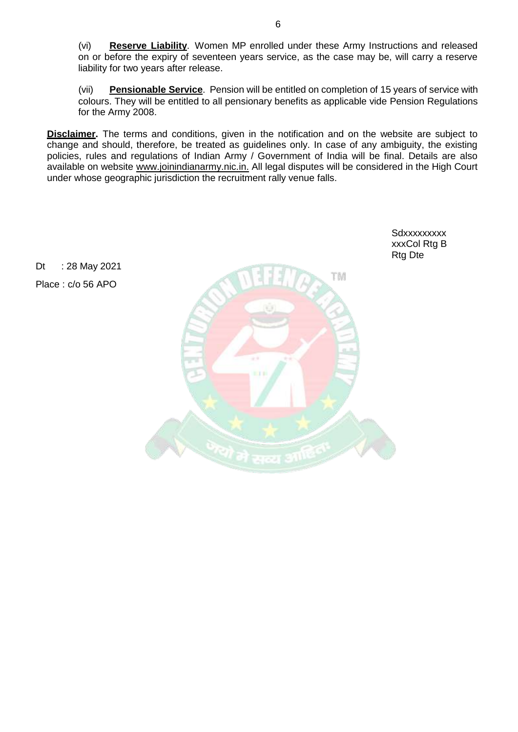(vi) **Reserve Liability**. Women MP enrolled under these Army Instructions and released on or before the expiry of seventeen years service, as the case may be, will carry a reserve liability for two years after release.

(vii) **Pensionable Service**. Pension will be entitled on completion of 15 years of service with colours. They will be entitled to all pensionary benefits as applicable vide Pension Regulations for the Army 2008.

**Disclaimer.** The terms and conditions, given in the notification and on the website are subject to change and should, therefore, be treated as guidelines only. In case of any ambiguity, the existing policies, rules and regulations of Indian Army / Government of India will be final. Details are also available on website www.joinindianarmy.nic.in. All legal disputes will be considered in the High Court under whose geographic jurisdiction the recruitment rally venue falls.

Sdxxxxxxxxx
xxxCol Rtg B
Rtg Dte

Dt : 28 May 2021

Place : c/o 56 APO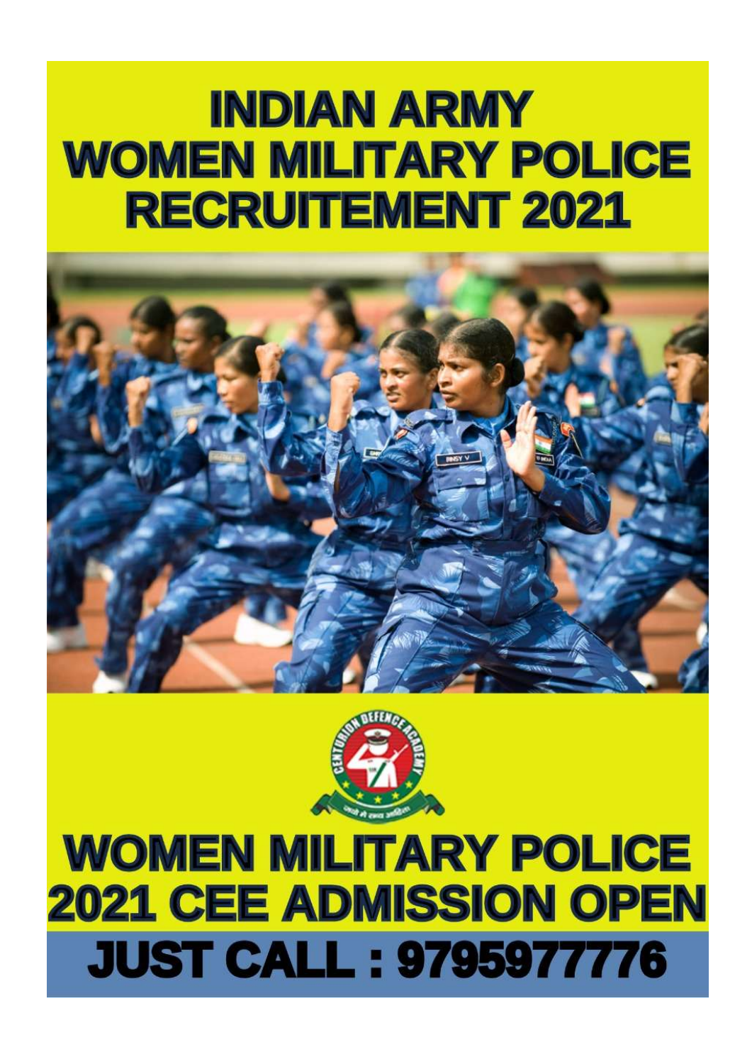# INDIAN ARMY WOMEN MILITARY POLICE RECRUITEMENT 2021

# WOMEN MILITARY POLICE 2021 CEE ADMISSION OPEN

## JUST CALL : 9795977776